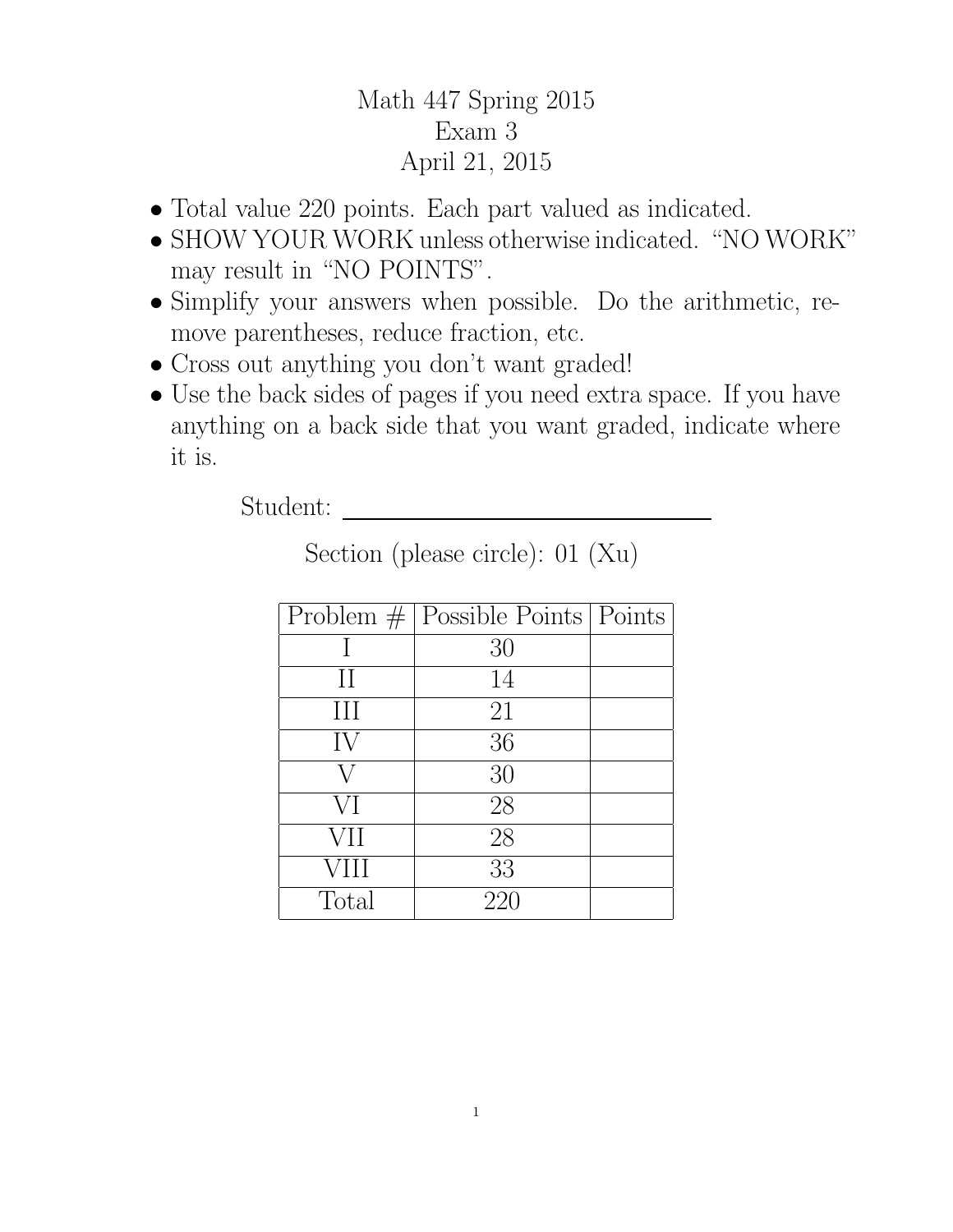# Math 447 Spring 2015
## Exam 3
### April 21, 2015

- Total value 220 points. Each part valued as indicated.
- SHOW YOUR WORK unless otherwise indicated. "NO WORK" may result in "NO POINTS".
- Simplify your answers when possible. Do the arithmetic, remove parentheses, reduce fraction, etc.
- Cross out anything you don't want graded!
- Use the back sides of pages if you need extra space. If you have anything on a back side that you want graded, indicate where it is.

Student: ______________________________

Section (please circle): 01 (Xu)

| Problem # | Possible Points | Points |
|---|---|---|
| I | 30 | |
| II | 14 | |
| III | 21 | |
| IV | 36 | |
| V | 30 | |
| VI | 28 | |
| VII | 28 | |
| VIII | 33 | |
| Total | 220 | |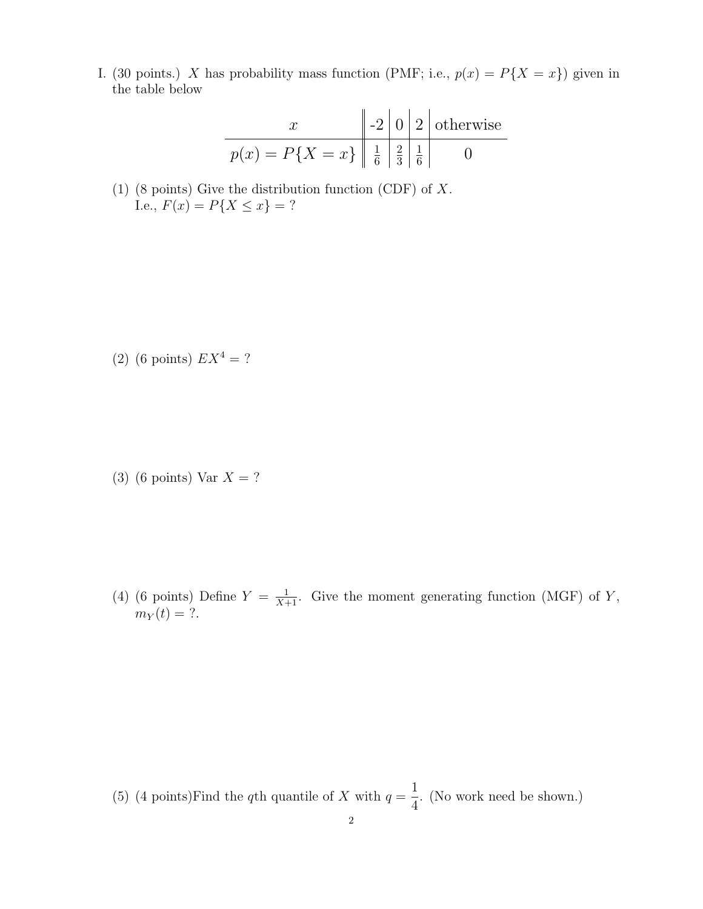I. (30 points.) $X$ has probability mass function (PMF; i.e., $p(x) = P\{X = x\}$) given in the table below

| $x$ | -2 | 0 | 2 | otherwise |
| --- | --- | --- | --- | --- |
| $p(x) = P\{X = x\}$ | $\frac{1}{6}$ | $\frac{2}{3}$ | $\frac{1}{6}$ | 0 |

(1) (8 points) Give the distribution function (CDF) of $X$.
I.e., $F(x) = P\{X \leq x\} = ?$

(2) (6 points) $EX^4 = ?$

(3) (6 points) Var $X = ?$

(4) (6 points) Define $Y = \frac{1}{X+1}$. Give the moment generating function (MGF) of $Y$, $m_Y(t) = ?$.

(5) (4 points)Find the $q$th quantile of $X$ with $q = \dfrac{1}{4}$. (No work need be shown.)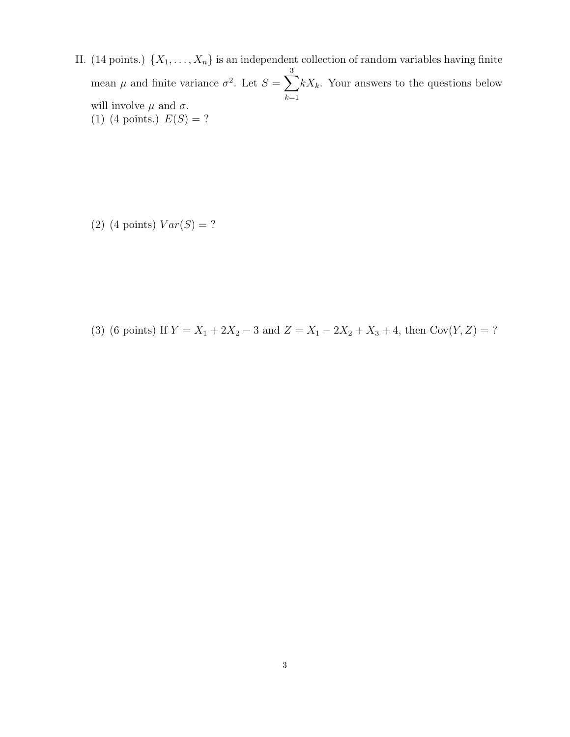II. (14 points.) $\{X_1, \ldots, X_n\}$ is an independent collection of random variables having finite mean $\mu$ and finite variance $\sigma^2$. Let $S = \sum_{k=1}^{3} kX_k$. Your answers to the questions below will involve $\mu$ and $\sigma$.

(1) (4 points.) $E(S) = ?$

(2) (4 points) $Var(S) = ?$

(3) (6 points) If $Y = X_1 + 2X_2 - 3$ and $Z = X_1 - 2X_2 + X_3 + 4$, then $\text{Cov}(Y, Z) = ?$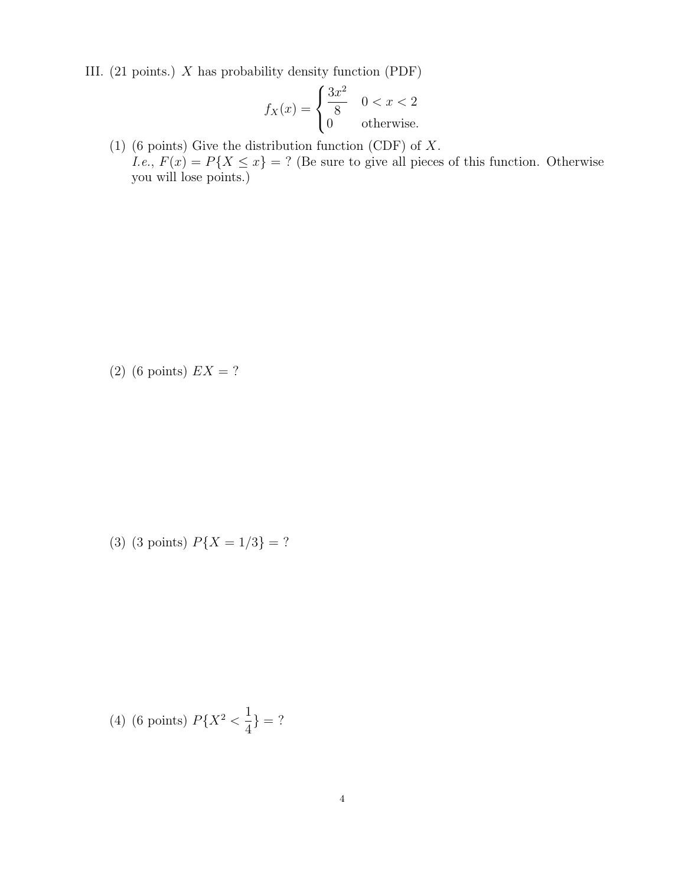III. (21 points.) $X$ has probability density function (PDF)

$$f_X(x) = \begin{cases} \dfrac{3x^2}{8} & 0 < x < 2 \\ 0 & \text{otherwise.} \end{cases}$$

(1) (6 points) Give the distribution function (CDF) of $X$.
*I.e.*, $F(x) = P\{X \leq x\} = ?$ (Be sure to give all pieces of this function. Otherwise you will lose points.)

(2) (6 points) $EX = ?$

(3) (3 points) $P\{X = 1/3\} = ?$

(4) (6 points) $P\{X^2 < \frac{1}{4}\} = ?$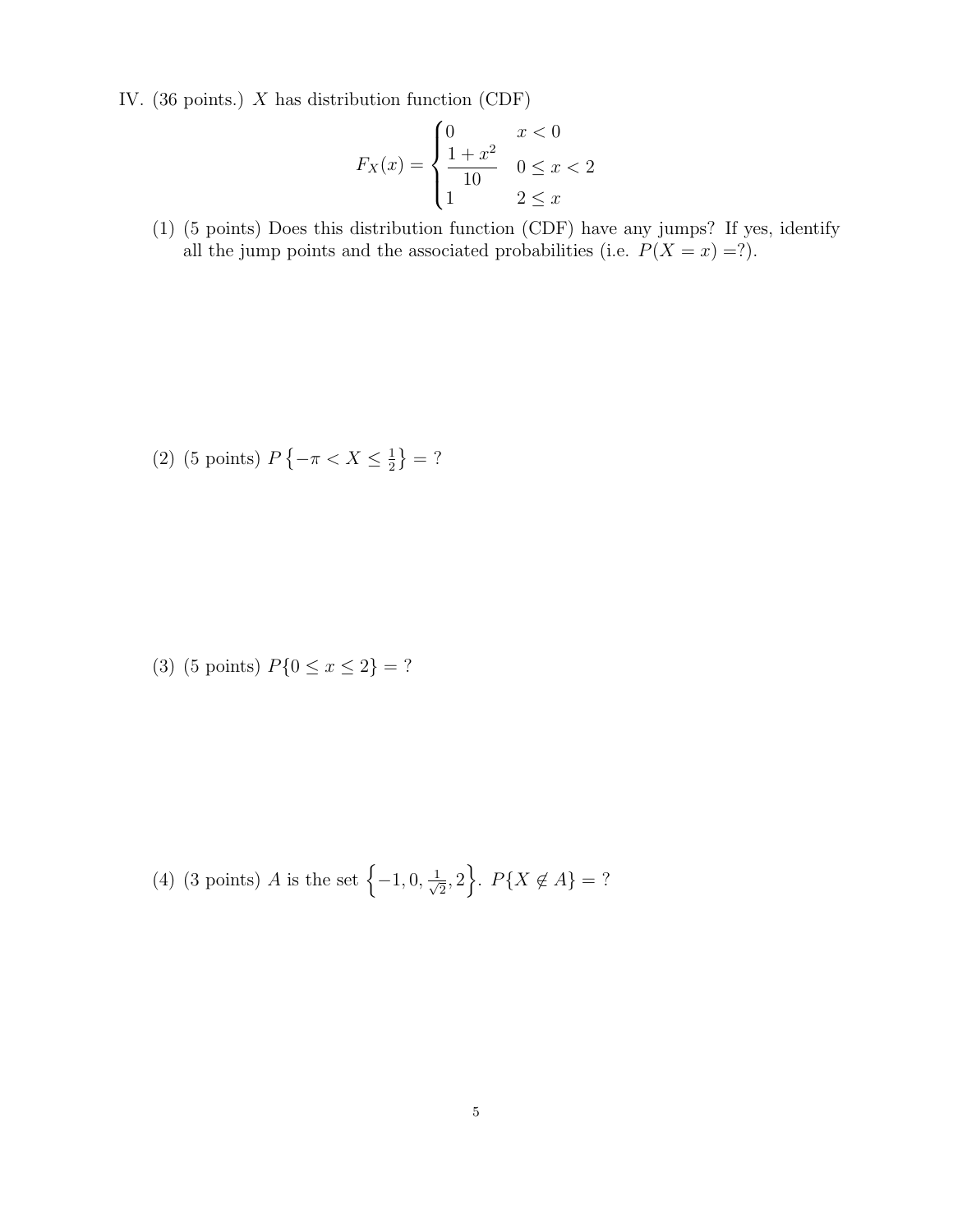IV. (36 points.) $X$ has distribution function (CDF)

$$F_X(x) = \begin{cases} 0 & x < 0 \\ \dfrac{1+x^2}{10} & 0 \leq x < 2 \\ 1 & 2 \leq x \end{cases}$$

(1) (5 points) Does this distribution function (CDF) have any jumps? If yes, identify all the jump points and the associated probabilities (i.e. $P(X = x) = ?$).

(2) (5 points) $P\left\{-\pi < X \leq \frac{1}{2}\right\} = ?$

(3) (5 points) $P\{0 \leq x \leq 2\} = ?$

(4) (3 points) $A$ is the set $\left\{-1, 0, \frac{1}{\sqrt{2}}, 2\right\}$. $P\{X \notin A\} = ?$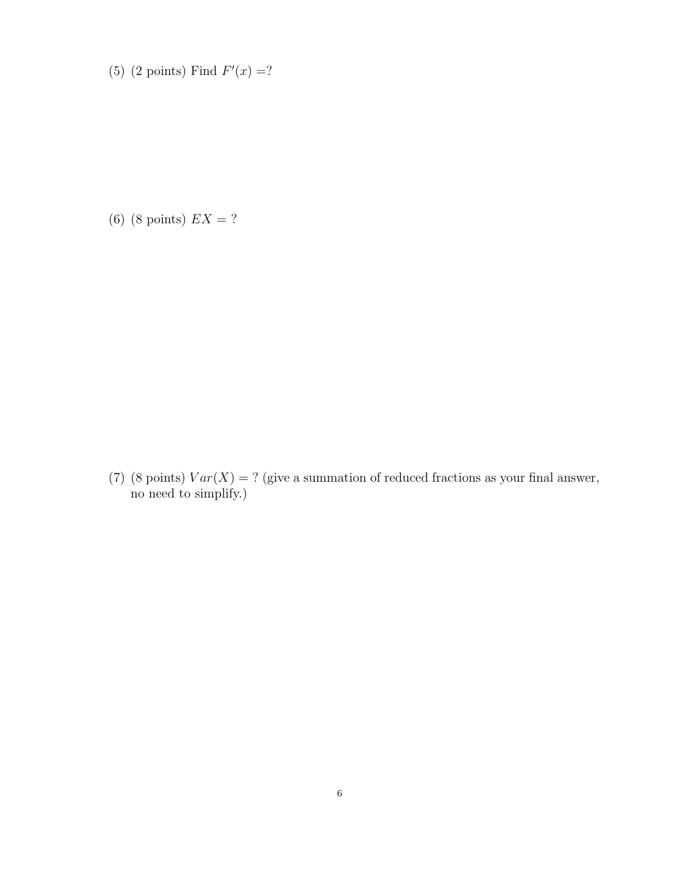(5) (2 points) Find $F'(x) =$?

(6) (8 points) $EX =$ ?

(7) (8 points) $Var(X) =$ ? (give a summation of reduced fractions as your final answer, no need to simplify.)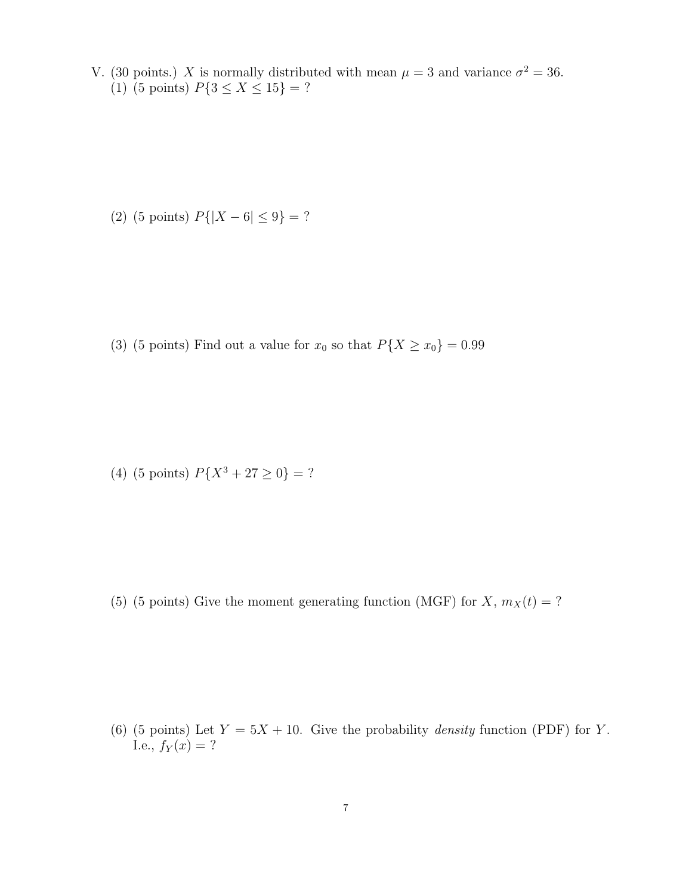V. (30 points.) $X$ is normally distributed with mean $\mu = 3$ and variance $\sigma^2 = 36$.

(1) (5 points) $P\{3 \leq X \leq 15\} = ?$

(2) (5 points) $P\{|X - 6| \leq 9\} = ?$

(3) (5 points) Find out a value for $x_0$ so that $P\{X \geq x_0\} = 0.99$

(4) (5 points) $P\{X^3 + 27 \geq 0\} = ?$

(5) (5 points) Give the moment generating function (MGF) for $X$, $m_X(t) = ?$

(6) (5 points) Let $Y = 5X + 10$. Give the probability *density* function (PDF) for $Y$. I.e., $f_Y(x) = ?$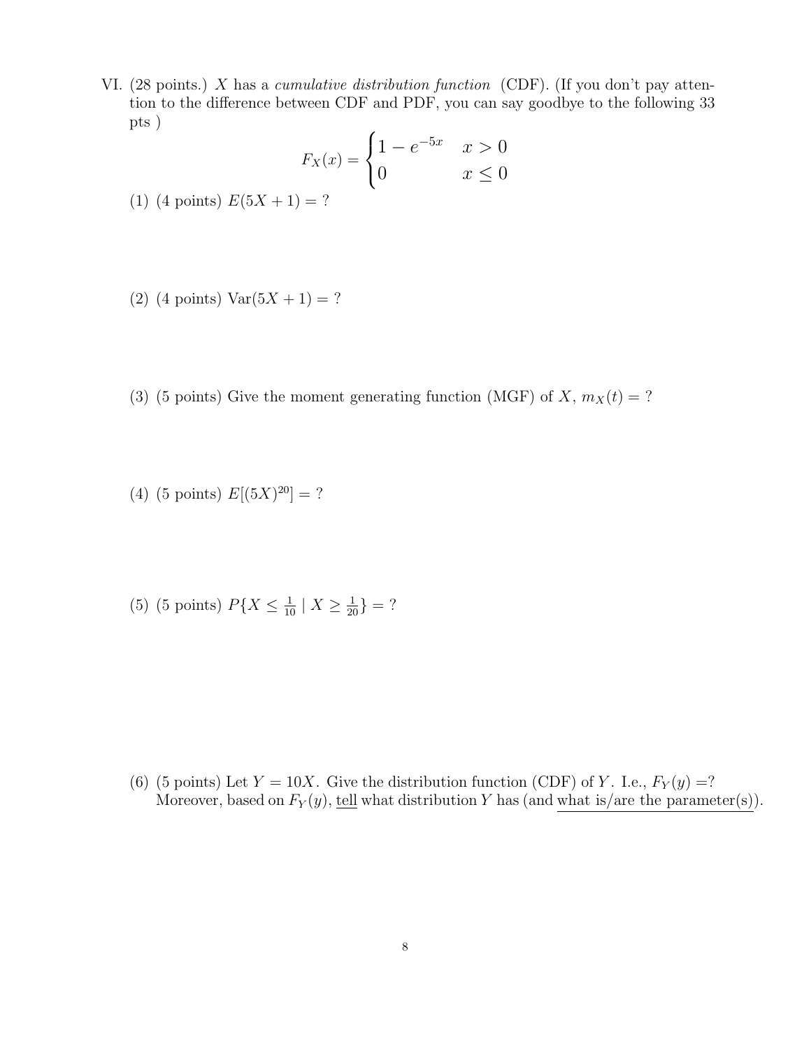VI. (28 points.) $X$ has a *cumulative distribution function* (CDF). (If you don't pay attention to the difference between CDF and PDF, you can say goodbye to the following 33 pts )

$$F_X(x) = \begin{cases} 1 - e^{-5x} & x > 0 \\ 0 & x \le 0 \end{cases}$$

(1) (4 points) $E(5X + 1) =$ ?

(2) (4 points) $\text{Var}(5X + 1) =$ ?

(3) (5 points) Give the moment generating function (MGF) of $X$, $m_X(t) =$ ?

(4) (5 points) $E[(5X)^{20}] =$ ?

(5) (5 points) $P\{X \le \frac{1}{10} \mid X \ge \frac{1}{20}\} =$ ?

(6) (5 points) Let $Y = 10X$. Give the distribution function (CDF) of $Y$. I.e., $F_Y(y) =$? Moreover, based on $F_Y(y)$, tell what distribution $Y$ has (and what is/are the parameter(s)).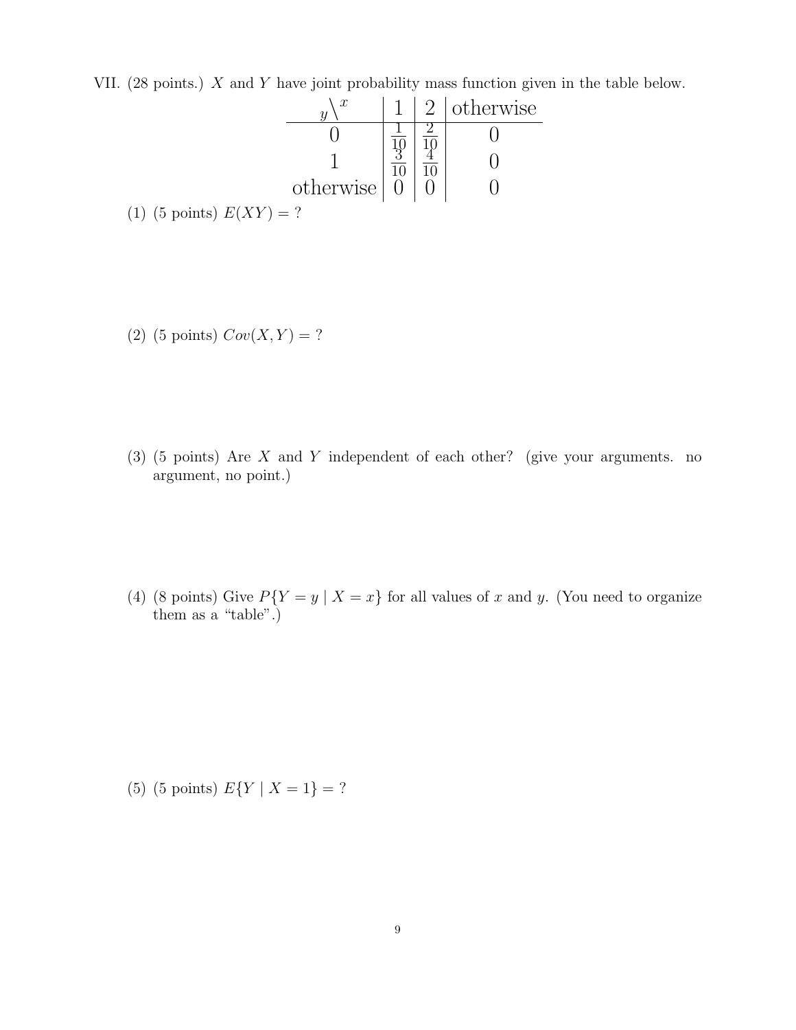VII. (28 points.) $X$ and $Y$ have joint probability mass function given in the table below.

| $y \backslash x$ | 1 | 2 | otherwise |
|---|---|---|---|
| 0 | $\frac{1}{10}$ | $\frac{2}{10}$ | 0 |
| 1 | $\frac{3}{10}$ | $\frac{4}{10}$ | 0 |
| otherwise | 0 | 0 | 0 |

(1) (5 points) $E(XY) = ?$

(2) (5 points) $Cov(X, Y) = ?$

(3) (5 points) Are $X$ and $Y$ independent of each other? (give your arguments. no argument, no point.)

(4) (8 points) Give $P\{Y = y \mid X = x\}$ for all values of $x$ and $y$. (You need to organize them as a "table".)

(5) (5 points) $E\{Y \mid X = 1\} = ?$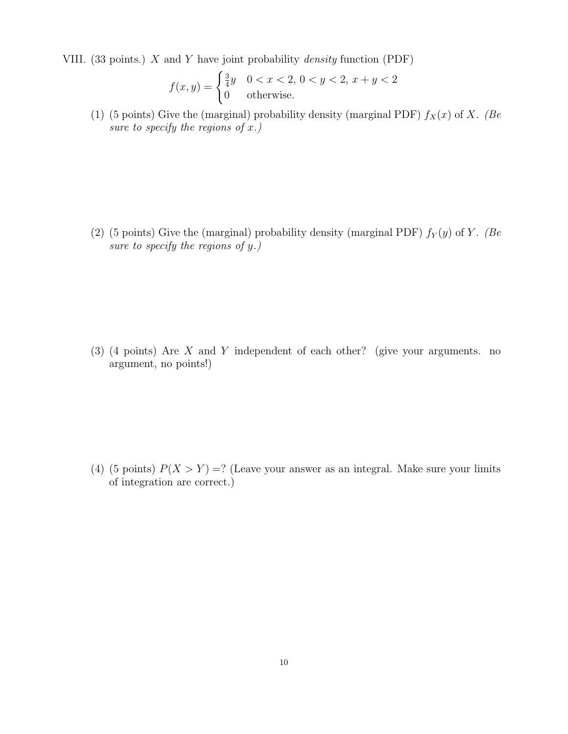VIII. (33 points.) $X$ and $Y$ have joint probability *density* function (PDF)

$$f(x,y) = \begin{cases} \frac{3}{4}y & 0 < x < 2,\, 0 < y < 2,\, x + y < 2 \\ 0 & \text{otherwise.} \end{cases}$$

(1) (5 points) Give the (marginal) probability density (marginal PDF) $f_X(x)$ of $X$. *(Be sure to specify the regions of $x$.)*

(2) (5 points) Give the (marginal) probability density (marginal PDF) $f_Y(y)$ of $Y$. *(Be sure to specify the regions of $y$.)*

(3) (4 points) Are $X$ and $Y$ independent of each other? (give your arguments. no argument, no points!)

(4) (5 points) $P(X > Y) =$? (Leave your answer as an integral. Make sure your limits of integration are correct.)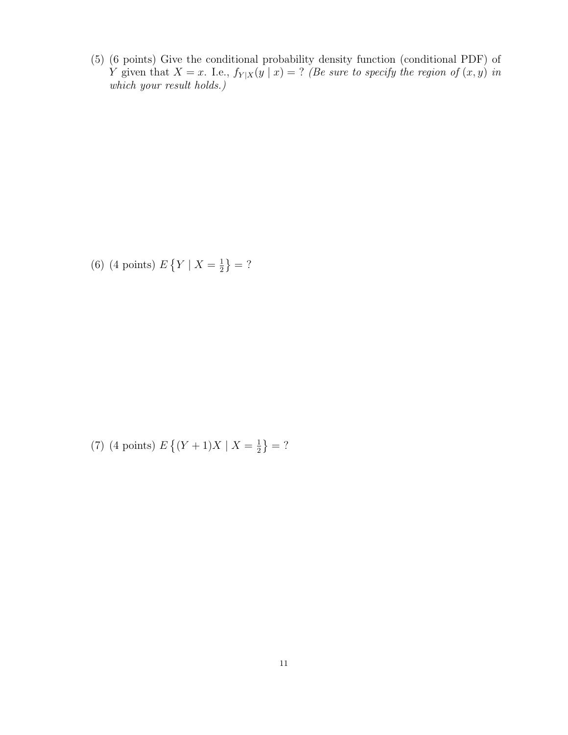(5) (6 points) Give the conditional probability density function (conditional PDF) of $Y$ given that $X = x$. I.e., $f_{Y|X}(y \mid x) = ?$ *(Be sure to specify the region of $(x, y)$ in which your result holds.)*

(6) (4 points) $E\left\{Y \mid X = \frac{1}{2}\right\} = ?$

(7) (4 points) $E\left\{(Y + 1)X \mid X = \frac{1}{2}\right\} = ?$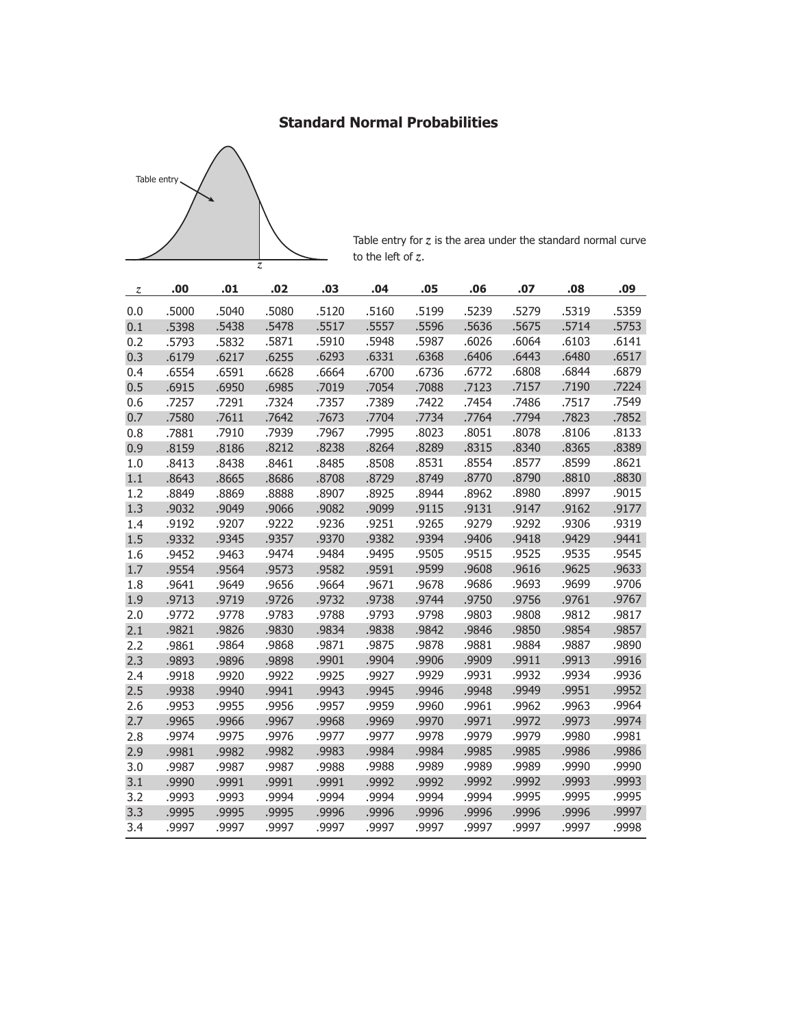## Standard Normal Probabilities

Table entry

$z$

Table entry for $z$ is the area under the standard normal curve to the left of $z$.

| $z$ | .00 | .01 | .02 | .03 | .04 | .05 | .06 | .07 | .08 | .09 |
|---|---|---|---|---|---|---|---|---|---|---|
| 0.0 | .5000 | .5040 | .5080 | .5120 | .5160 | .5199 | .5239 | .5279 | .5319 | .5359 |
| 0.1 | .5398 | .5438 | .5478 | .5517 | .5557 | .5596 | .5636 | .5675 | .5714 | .5753 |
| 0.2 | .5793 | .5832 | .5871 | .5910 | .5948 | .5987 | .6026 | .6064 | .6103 | .6141 |
| 0.3 | .6179 | .6217 | .6255 | .6293 | .6331 | .6368 | .6406 | .6443 | .6480 | .6517 |
| 0.4 | .6554 | .6591 | .6628 | .6664 | .6700 | .6736 | .6772 | .6808 | .6844 | .6879 |
| 0.5 | .6915 | .6950 | .6985 | .7019 | .7054 | .7088 | .7123 | .7157 | .7190 | .7224 |
| 0.6 | .7257 | .7291 | .7324 | .7357 | .7389 | .7422 | .7454 | .7486 | .7517 | .7549 |
| 0.7 | .7580 | .7611 | .7642 | .7673 | .7704 | .7734 | .7764 | .7794 | .7823 | .7852 |
| 0.8 | .7881 | .7910 | .7939 | .7967 | .7995 | .8023 | .8051 | .8078 | .8106 | .8133 |
| 0.9 | .8159 | .8186 | .8212 | .8238 | .8264 | .8289 | .8315 | .8340 | .8365 | .8389 |
| 1.0 | .8413 | .8438 | .8461 | .8485 | .8508 | .8531 | .8554 | .8577 | .8599 | .8621 |
| 1.1 | .8643 | .8665 | .8686 | .8708 | .8729 | .8749 | .8770 | .8790 | .8810 | .8830 |
| 1.2 | .8849 | .8869 | .8888 | .8907 | .8925 | .8944 | .8962 | .8980 | .8997 | .9015 |
| 1.3 | .9032 | .9049 | .9066 | .9082 | .9099 | .9115 | .9131 | .9147 | .9162 | .9177 |
| 1.4 | .9192 | .9207 | .9222 | .9236 | .9251 | .9265 | .9279 | .9292 | .9306 | .9319 |
| 1.5 | .9332 | .9345 | .9357 | .9370 | .9382 | .9394 | .9406 | .9418 | .9429 | .9441 |
| 1.6 | .9452 | .9463 | .9474 | .9484 | .9495 | .9505 | .9515 | .9525 | .9535 | .9545 |
| 1.7 | .9554 | .9564 | .9573 | .9582 | .9591 | .9599 | .9608 | .9616 | .9625 | .9633 |
| 1.8 | .9641 | .9649 | .9656 | .9664 | .9671 | .9678 | .9686 | .9693 | .9699 | .9706 |
| 1.9 | .9713 | .9719 | .9726 | .9732 | .9738 | .9744 | .9750 | .9756 | .9761 | .9767 |
| 2.0 | .9772 | .9778 | .9783 | .9788 | .9793 | .9798 | .9803 | .9808 | .9812 | .9817 |
| 2.1 | .9821 | .9826 | .9830 | .9834 | .9838 | .9842 | .9846 | .9850 | .9854 | .9857 |
| 2.2 | .9861 | .9864 | .9868 | .9871 | .9875 | .9878 | .9881 | .9884 | .9887 | .9890 |
| 2.3 | .9893 | .9896 | .9898 | .9901 | .9904 | .9906 | .9909 | .9911 | .9913 | .9916 |
| 2.4 | .9918 | .9920 | .9922 | .9925 | .9927 | .9929 | .9931 | .9932 | .9934 | .9936 |
| 2.5 | .9938 | .9940 | .9941 | .9943 | .9945 | .9946 | .9948 | .9949 | .9951 | .9952 |
| 2.6 | .9953 | .9955 | .9956 | .9957 | .9959 | .9960 | .9961 | .9962 | .9963 | .9964 |
| 2.7 | .9965 | .9966 | .9967 | .9968 | .9969 | .9970 | .9971 | .9972 | .9973 | .9974 |
| 2.8 | .9974 | .9975 | .9976 | .9977 | .9977 | .9978 | .9979 | .9979 | .9980 | .9981 |
| 2.9 | .9981 | .9982 | .9982 | .9983 | .9984 | .9984 | .9985 | .9985 | .9986 | .9986 |
| 3.0 | .9987 | .9987 | .9987 | .9988 | .9988 | .9989 | .9989 | .9989 | .9990 | .9990 |
| 3.1 | .9990 | .9991 | .9991 | .9991 | .9992 | .9992 | .9992 | .9992 | .9993 | .9993 |
| 3.2 | .9993 | .9993 | .9994 | .9994 | .9994 | .9994 | .9994 | .9995 | .9995 | .9995 |
| 3.3 | .9995 | .9995 | .9995 | .9996 | .9996 | .9996 | .9996 | .9996 | .9996 | .9997 |
| 3.4 | .9997 | .9997 | .9997 | .9997 | .9997 | .9997 | .9997 | .9997 | .9997 | .9998 |